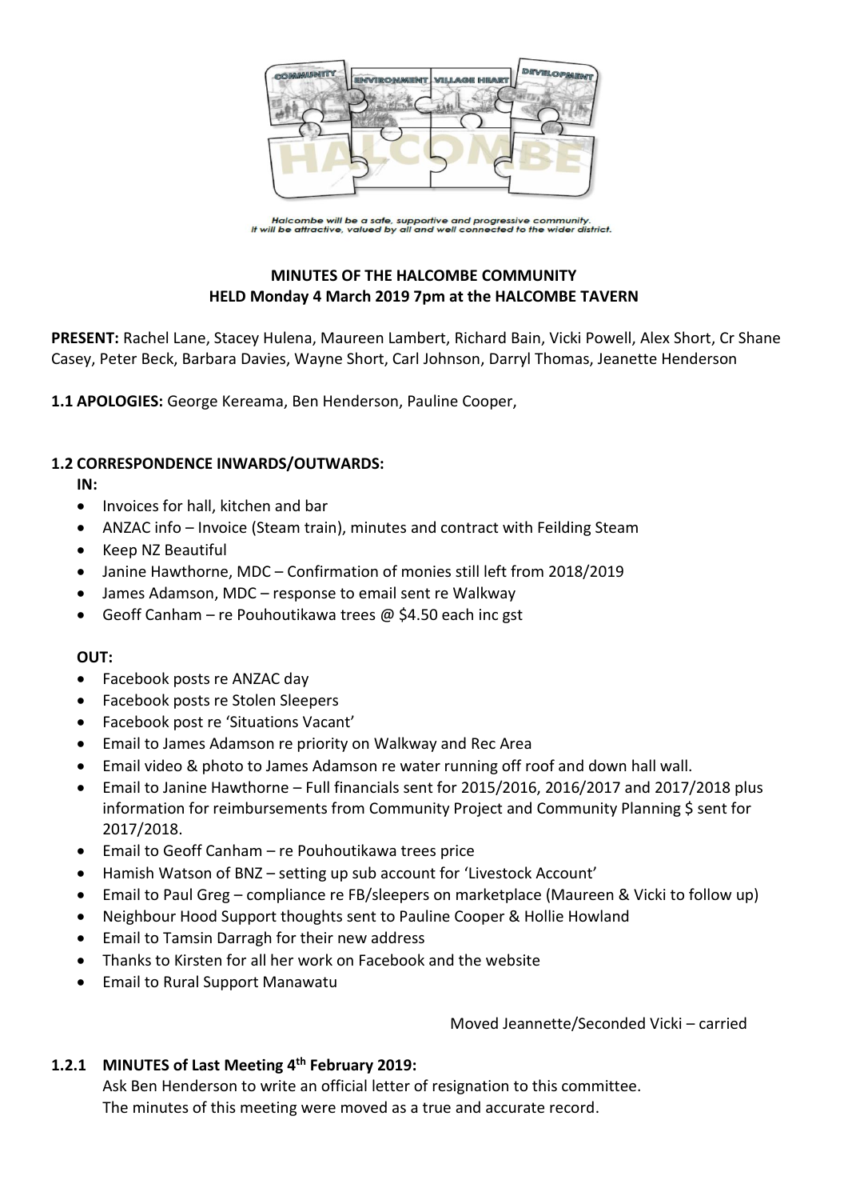Halcombe will be a safe, supportive and progressive community.
It will be attractive, valued by all and well connected to the wider district.

**MINUTES OF THE HALCOMBE COMMUNITY**
**HELD Monday 4 March 2019 7pm at the HALCOMBE TAVERN**

**PRESENT:** Rachel Lane, Stacey Hulena, Maureen Lambert, Richard Bain, Vicki Powell, Alex Short, Cr Shane Casey, Peter Beck, Barbara Davies, Wayne Short, Carl Johnson, Darryl Thomas, Jeanette Henderson

**1.1 APOLOGIES:** George Kereama, Ben Henderson, Pauline Cooper,

**1.2 CORRESPONDENCE INWARDS/OUTWARDS:**

**IN:**

- Invoices for hall, kitchen and bar
- ANZAC info – Invoice (Steam train), minutes and contract with Feilding Steam
- Keep NZ Beautiful
- Janine Hawthorne, MDC – Confirmation of monies still left from 2018/2019
- James Adamson, MDC – response to email sent re Walkway
- Geoff Canham – re Pouhoutikawa trees @ $4.50 each inc gst

**OUT:**

- Facebook posts re ANZAC day
- Facebook posts re Stolen Sleepers
- Facebook post re 'Situations Vacant'
- Email to James Adamson re priority on Walkway and Rec Area
- Email video & photo to James Adamson re water running off roof and down hall wall.
- Email to Janine Hawthorne – Full financials sent for 2015/2016, 2016/2017 and 2017/2018 plus information for reimbursements from Community Project and Community Planning $ sent for 2017/2018.
- Email to Geoff Canham – re Pouhoutikawa trees price
- Hamish Watson of BNZ – setting up sub account for 'Livestock Account'
- Email to Paul Greg – compliance re FB/sleepers on marketplace (Maureen & Vicki to follow up)
- Neighbour Hood Support thoughts sent to Pauline Cooper & Hollie Howland
- Email to Tamsin Darragh for their new address
- Thanks to Kirsten for all her work on Facebook and the website
- Email to Rural Support Manawatu

Moved Jeannette/Seconded Vicki – carried

**1.2.1 MINUTES of Last Meeting 4th February 2019:**

Ask Ben Henderson to write an official letter of resignation to this committee.
The minutes of this meeting were moved as a true and accurate record.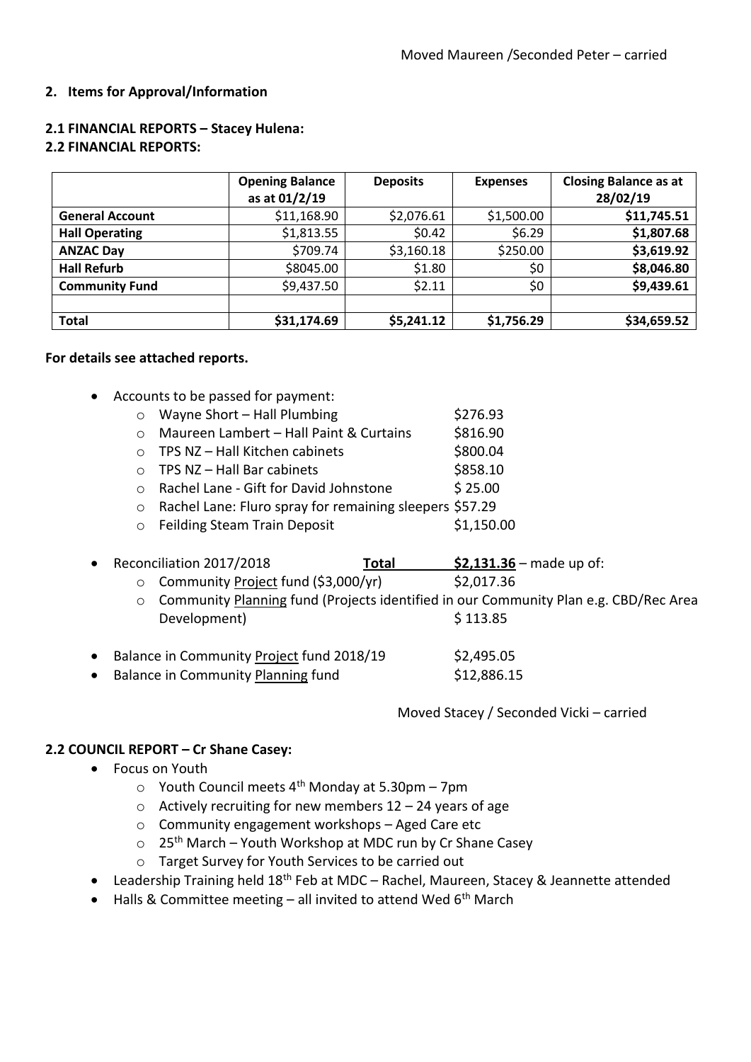Moved Maureen /Seconded Peter – carried

## 2. Items for Approval/Information

### 2.1 FINANCIAL REPORTS – Stacey Hulena:

### 2.2 FINANCIAL REPORTS:

| | Opening Balance as at 01/2/19 | Deposits | Expenses | Closing Balance as at 28/02/19 |
|---|---|---|---|---|
| **General Account** | $11,168.90 | $2,076.61 | $1,500.00 | **$11,745.51** |
| **Hall Operating** | $1,813.55 | $0.42 | $6.29 | **$1,807.68** |
| **ANZAC Day** | $709.74 | $3,160.18 | $250.00 | **$3,619.92** |
| **Hall Refurb** | $8045.00 | $1.80 | $0 | **$8,046.80** |
| **Community Fund** | $9,437.50 | $2.11 | $0 | **$9,439.61** |
| | | | | |
| **Total** | **$31,174.69** | **$5,241.12** | **$1,756.29** | **$34,659.52** |

**For details see attached reports.**

- Accounts to be passed for payment:
  - Wayne Short – Hall Plumbing $276.93
  - Maureen Lambert – Hall Paint & Curtains $816.90
  - TPS NZ – Hall Kitchen cabinets $800.04
  - TPS NZ – Hall Bar cabinets $858.10
  - Rachel Lane - Gift for David Johnstone $ 25.00
  - Rachel Lane: Fluro spray for remaining sleepers $57.29
  - Feilding Steam Train Deposit $1,150.00
- Reconciliation 2017/2018 **Total** **$2,131.36** – made up of:
  - Community Project fund ($3,000/yr) $2,017.36
  - Community Planning fund (Projects identified in our Community Plan e.g. CBD/Rec Area Development) $ 113.85
- Balance in Community Project fund 2018/19 $2,495.05
- Balance in Community Planning fund $12,886.15

Moved Stacey / Seconded Vicki – carried

### 2.2 COUNCIL REPORT – Cr Shane Casey:

- Focus on Youth
  - Youth Council meets 4th Monday at 5.30pm – 7pm
  - Actively recruiting for new members 12 – 24 years of age
  - Community engagement workshops – Aged Care etc
  - 25th March – Youth Workshop at MDC run by Cr Shane Casey
  - Target Survey for Youth Services to be carried out
- Leadership Training held 18th Feb at MDC – Rachel, Maureen, Stacey & Jeannette attended
- Halls & Committee meeting – all invited to attend Wed 6th March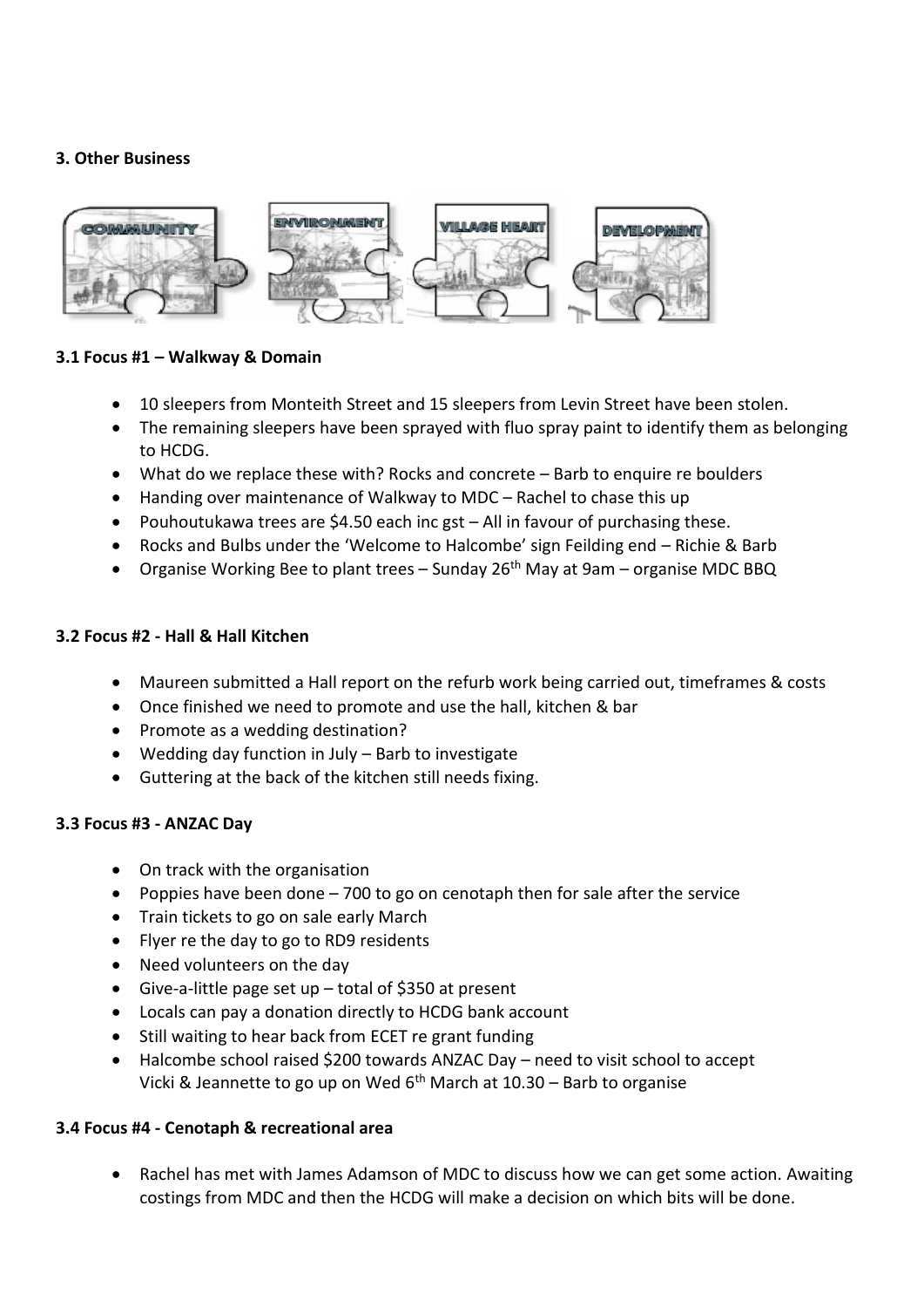### 3. Other Business

#### 3.1 Focus #1 – Walkway & Domain

- 10 sleepers from Monteith Street and 15 sleepers from Levin Street have been stolen.
- The remaining sleepers have been sprayed with fluo spray paint to identify them as belonging to HCDG.
- What do we replace these with? Rocks and concrete – Barb to enquire re boulders
- Handing over maintenance of Walkway to MDC – Rachel to chase this up
- Pouhoutukawa trees are $4.50 each inc gst – All in favour of purchasing these.
- Rocks and Bulbs under the 'Welcome to Halcombe' sign Feilding end – Richie & Barb
- Organise Working Bee to plant trees – Sunday 26th May at 9am – organise MDC BBQ

#### 3.2 Focus #2 - Hall & Hall Kitchen

- Maureen submitted a Hall report on the refurb work being carried out, timeframes & costs
- Once finished we need to promote and use the hall, kitchen & bar
- Promote as a wedding destination?
- Wedding day function in July – Barb to investigate
- Guttering at the back of the kitchen still needs fixing.

#### 3.3 Focus #3 - ANZAC Day

- On track with the organisation
- Poppies have been done – 700 to go on cenotaph then for sale after the service
- Train tickets to go on sale early March
- Flyer re the day to go to RD9 residents
- Need volunteers on the day
- Give-a-little page set up – total of $350 at present
- Locals can pay a donation directly to HCDG bank account
- Still waiting to hear back from ECET re grant funding
- Halcombe school raised $200 towards ANZAC Day – need to visit school to accept Vicki & Jeannette to go up on Wed 6th March at 10.30 – Barb to organise

#### 3.4 Focus #4 - Cenotaph & recreational area

- Rachel has met with James Adamson of MDC to discuss how we can get some action. Awaiting costings from MDC and then the HCDG will make a decision on which bits will be done.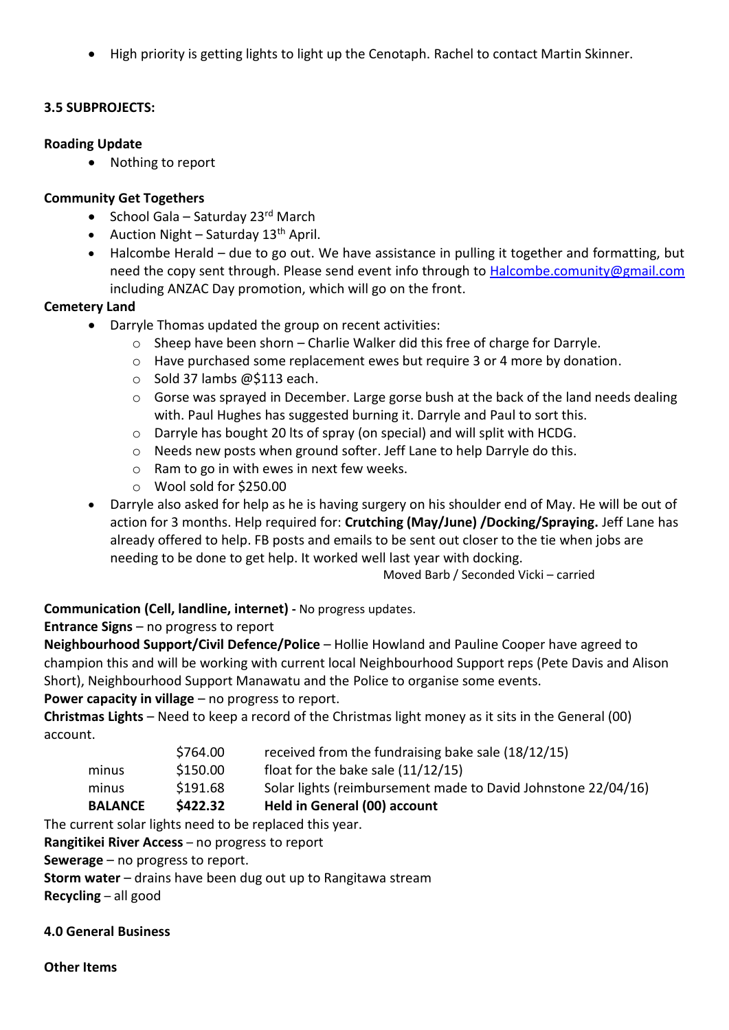- High priority is getting lights to light up the Cenotaph. Rachel to contact Martin Skinner.

**3.5 SUBPROJECTS:**

**Roading Update**

- Nothing to report

**Community Get Togethers**

- School Gala – Saturday 23rd March
- Auction Night – Saturday 13th April.
- Halcombe Herald – due to go out. We have assistance in pulling it together and formatting, but need the copy sent through. Please send event info through to Halcombe.comunity@gmail.com including ANZAC Day promotion, which will go on the front.

**Cemetery Land**

- Darryle Thomas updated the group on recent activities:
  - Sheep have been shorn – Charlie Walker did this free of charge for Darryle.
  - Have purchased some replacement ewes but require 3 or 4 more by donation.
  - Sold 37 lambs @$113 each.
  - Gorse was sprayed in December. Large gorse bush at the back of the land needs dealing with. Paul Hughes has suggested burning it. Darryle and Paul to sort this.
  - Darryle has bought 20 lts of spray (on special) and will split with HCDG.
  - Needs new posts when ground softer. Jeff Lane to help Darryle do this.
  - Ram to go in with ewes in next few weeks.
  - Wool sold for $250.00
- Darryle also asked for help as he is having surgery on his shoulder end of May. He will be out of action for 3 months. Help required for: **Crutching (May/June) /Docking/Spraying.** Jeff Lane has already offered to help. FB posts and emails to be sent out closer to the tie when jobs are needing to be done to get help. It worked well last year with docking.

Moved Barb / Seconded Vicki – carried

**Communication (Cell, landline, internet) -** No progress updates.

**Entrance Signs** – no progress to report

**Neighbourhood Support/Civil Defence/Police** – Hollie Howland and Pauline Cooper have agreed to champion this and will be working with current local Neighbourhood Support reps (Pete Davis and Alison Short), Neighbourhood Support Manawatu and the Police to organise some events.

**Power capacity in village** – no progress to report.

**Christmas Lights** – Need to keep a record of the Christmas light money as it sits in the General (00) account.

| | | |
|---|---|---|
| | $764.00 | received from the fundraising bake sale (18/12/15) |
| minus | $150.00 | float for the bake sale (11/12/15) |
| minus | $191.68 | Solar lights (reimbursement made to David Johnstone 22/04/16) |
| **BALANCE** | **$422.32** | **Held in General (00) account** |

The current solar lights need to be replaced this year.

**Rangitikei River Access** – no progress to report

**Sewerage** – no progress to report.

**Storm water** – drains have been dug out up to Rangitawa stream

**Recycling** – all good

**4.0 General Business**

**Other Items**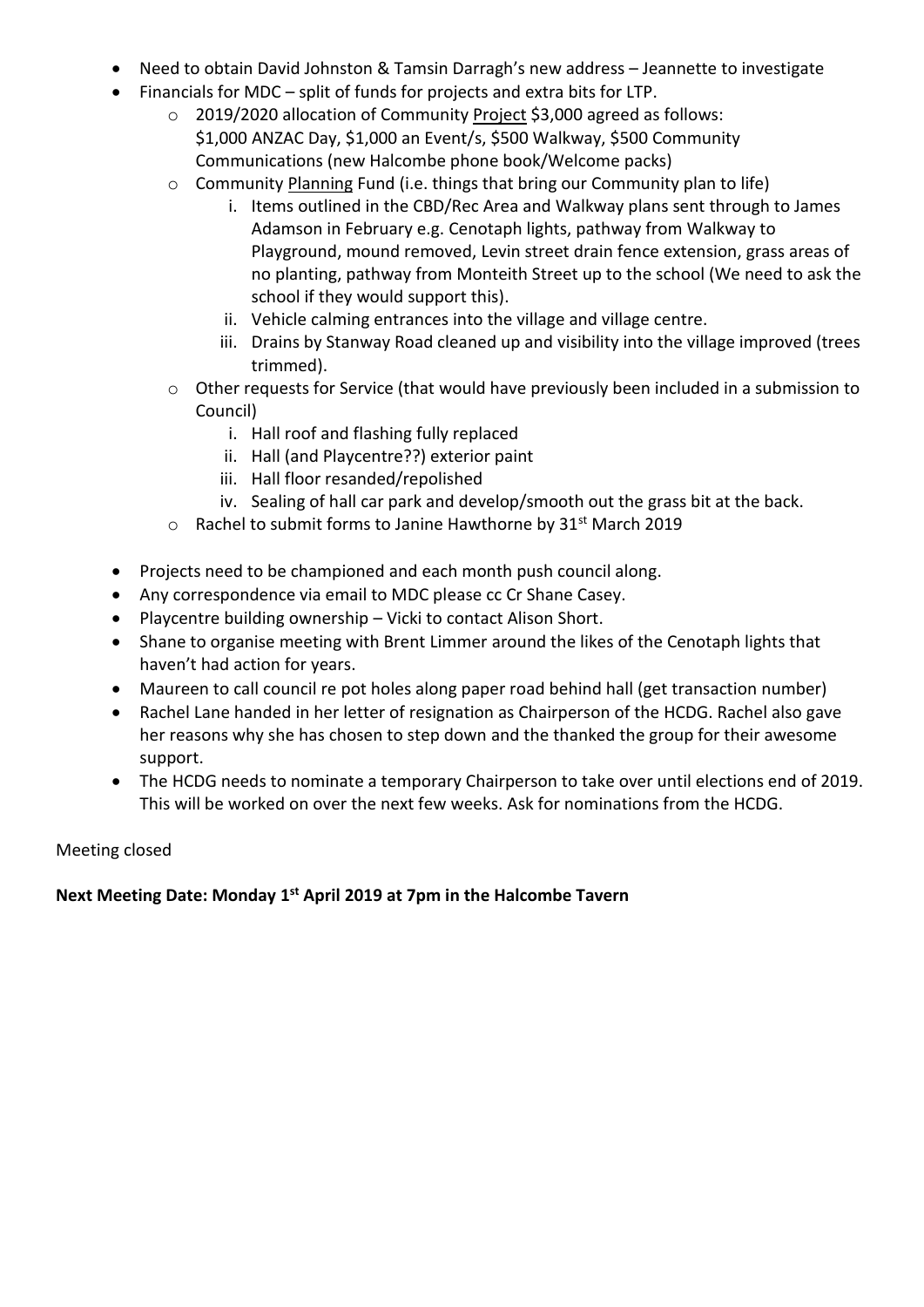- Need to obtain David Johnston & Tamsin Darragh's new address – Jeannette to investigate
- Financials for MDC – split of funds for projects and extra bits for LTP.
    - 2019/2020 allocation of Community <u>Project</u> $3,000 agreed as follows: $1,000 ANZAC Day, $1,000 an Event/s, $500 Walkway, $500 Community Communications (new Halcombe phone book/Welcome packs)
    - Community <u>Planning</u> Fund (i.e. things that bring our Community plan to life)
        1. Items outlined in the CBD/Rec Area and Walkway plans sent through to James Adamson in February e.g. Cenotaph lights, pathway from Walkway to Playground, mound removed, Levin street drain fence extension, grass areas of no planting, pathway from Monteith Street up to the school (We need to ask the school if they would support this).
        2. Vehicle calming entrances into the village and village centre.
        3. Drains by Stanway Road cleaned up and visibility into the village improved (trees trimmed).
    - Other requests for Service (that would have previously been included in a submission to Council)
        1. Hall roof and flashing fully replaced
        2. Hall (and Playcentre??) exterior paint
        3. Hall floor resanded/repolished
        4. Sealing of hall car park and develop/smooth out the grass bit at the back.
    - Rachel to submit forms to Janine Hawthorne by 31st March 2019
- Projects need to be championed and each month push council along.
- Any correspondence via email to MDC please cc Cr Shane Casey.
- Playcentre building ownership – Vicki to contact Alison Short.
- Shane to organise meeting with Brent Limmer around the likes of the Cenotaph lights that haven't had action for years.
- Maureen to call council re pot holes along paper road behind hall (get transaction number)
- Rachel Lane handed in her letter of resignation as Chairperson of the HCDG. Rachel also gave her reasons why she has chosen to step down and the thanked the group for their awesome support.
- The HCDG needs to nominate a temporary Chairperson to take over until elections end of 2019. This will be worked on over the next few weeks. Ask for nominations from the HCDG.

Meeting closed

**Next Meeting Date: Monday 1st April 2019 at 7pm in the Halcombe Tavern**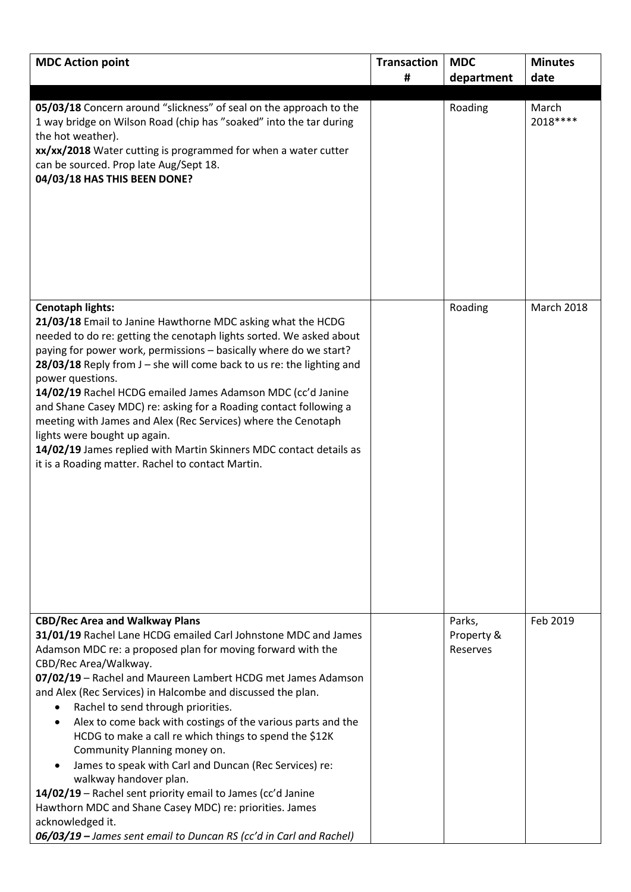| MDC Action point | Transaction # | MDC department | Minutes date |
|---|---|---|---|
| | | | |
| **05/03/18** Concern around "slickness" of seal on the approach to the 1 way bridge on Wilson Road (chip has "soaked" into the tar during the hot weather).<br>**xx/xx/2018** Water cutting is programmed for when a water cutter can be sourced. Prop late Aug/Sept 18.<br>**04/03/18 HAS THIS BEEN DONE?** | | Roading | March 2018**** |
| **Cenotaph lights:**<br>**21/03/18** Email to Janine Hawthorne MDC asking what the HCDG needed to do re: getting the cenotaph lights sorted. We asked about paying for power work, permissions – basically where do we start?<br>**28/03/18** Reply from J – she will come back to us re: the lighting and power questions.<br>**14/02/19** Rachel HCDG emailed James Adamson MDC (cc'd Janine and Shane Casey MDC) re: asking for a Roading contact following a meeting with James and Alex (Rec Services) where the Cenotaph lights were bought up again.<br>**14/02/19** James replied with Martin Skinners MDC contact details as it is a Roading matter. Rachel to contact Martin. | | Roading | March 2018 |
| **CBD/Rec Area and Walkway Plans**<br>**31/01/19** Rachel Lane HCDG emailed Carl Johnstone MDC and James Adamson MDC re: a proposed plan for moving forward with the CBD/Rec Area/Walkway.<br>**07/02/19** – Rachel and Maureen Lambert HCDG met James Adamson and Alex (Rec Services) in Halcombe and discussed the plan.<br>• Rachel to send through priorities.<br>• Alex to come back with costings of the various parts and the HCDG to make a call re which things to spend the $12K Community Planning money on.<br>• James to speak with Carl and Duncan (Rec Services) re: walkway handover plan.<br>**14/02/19** – Rachel sent priority email to James (cc'd Janine Hawthorn MDC and Shane Casey MDC) re: priorities. James acknowledged it.<br>***06/03/19 –** James sent email to Duncan RS (cc'd in Carl and Rachel)* | | Parks, Property & Reserves | Feb 2019 |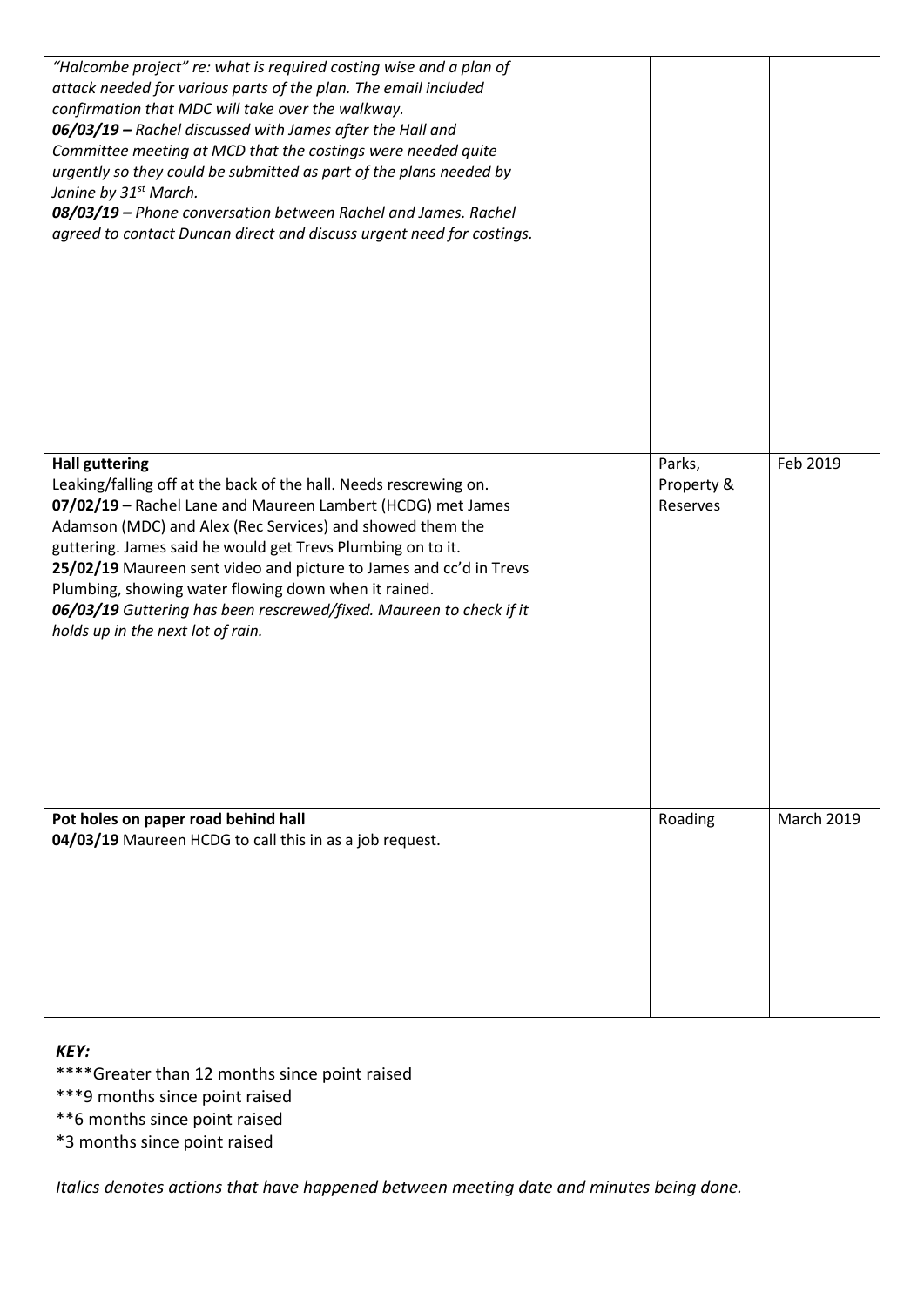| | | | |
|---|---|---|---|
| *"Halcombe project" re: what is required costing wise and a plan of attack needed for various parts of the plan. The email included confirmation that MDC will take over the walkway.*<br>***06/03/19 –*** *Rachel discussed with James after the Hall and Committee meeting at MCD that the costings were needed quite urgently so they could be submitted as part of the plans needed by Janine by 31st March.*<br>***08/03/19 –*** *Phone conversation between Rachel and James. Rachel agreed to contact Duncan direct and discuss urgent need for costings.* | | | |
| **Hall guttering**<br>Leaking/falling off at the back of the hall. Needs rescrewing on.<br>**07/02/19** – Rachel Lane and Maureen Lambert (HCDG) met James Adamson (MDC) and Alex (Rec Services) and showed them the guttering. James said he would get Trevs Plumbing on to it.<br>**25/02/19** Maureen sent video and picture to James and cc'd in Trevs Plumbing, showing water flowing down when it rained.<br>***06/03/19*** *Guttering has been rescrewed/fixed. Maureen to check if it holds up in the next lot of rain.* | | Parks, Property & Reserves | Feb 2019 |
| **Pot holes on paper road behind hall**<br>**04/03/19** Maureen HCDG to call this in as a job request. | | Roading | March 2019 |

***KEY:***

****Greater than 12 months since point raised

***9 months since point raised

**6 months since point raised

*3 months since point raised

*Italics denotes actions that have happened between meeting date and minutes being done.*